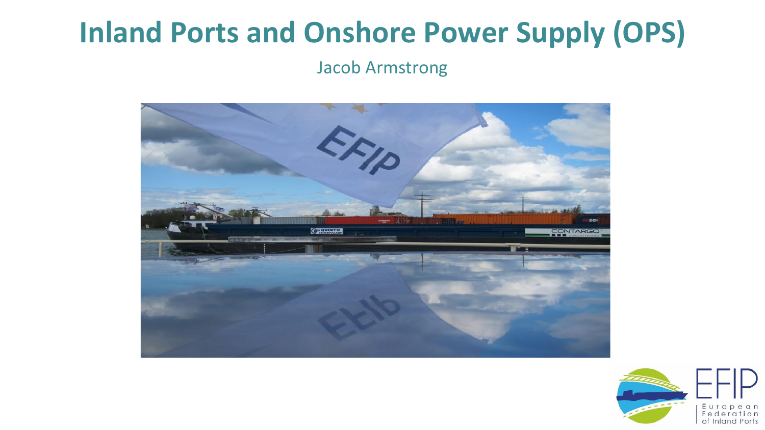# Inland Ports and Onshore Power Supply (OPS)

Jacob Armstrong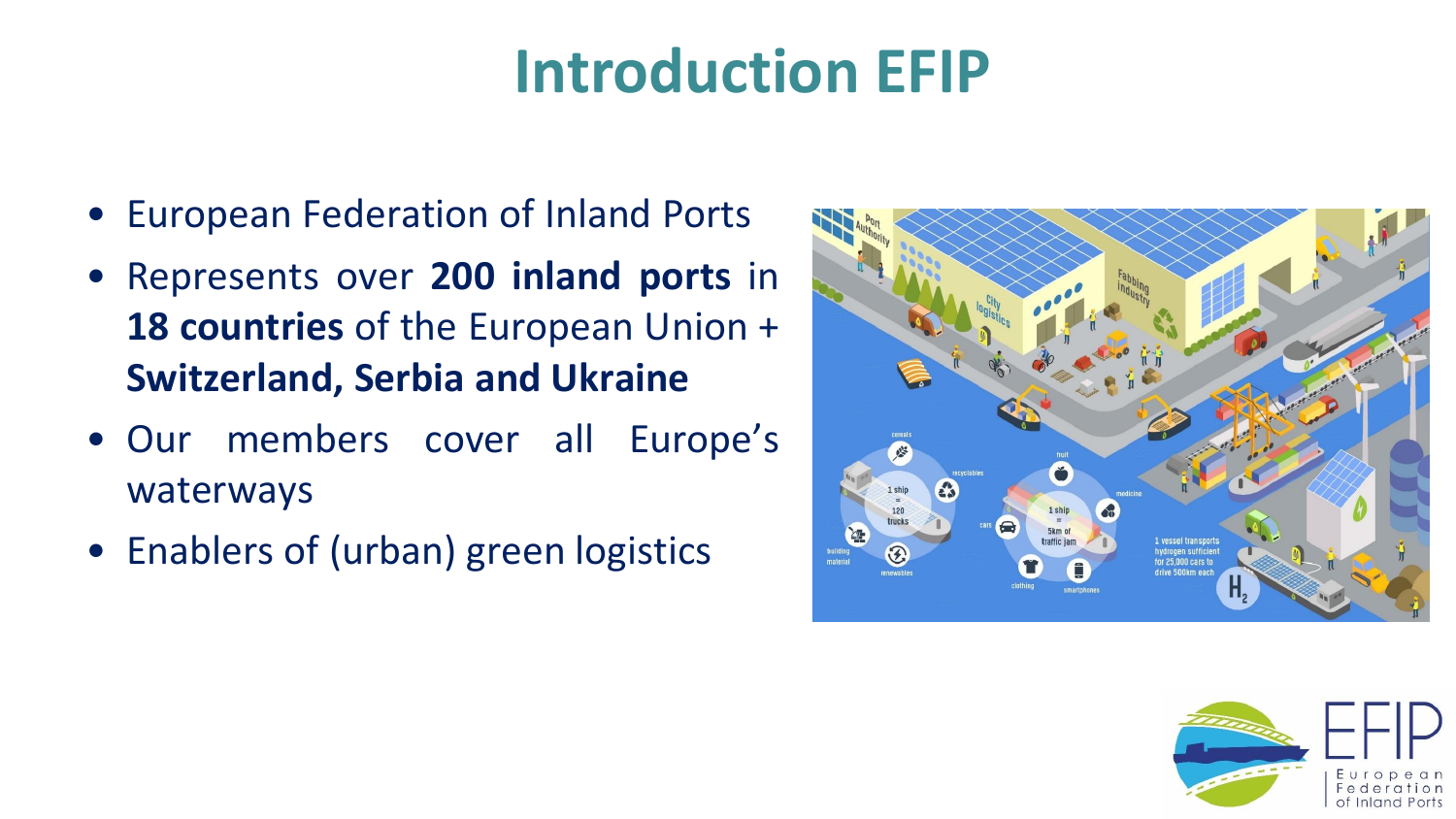# Introduction EFIP

- European Federation of Inland Ports
- Represents over **200 inland ports** in **18 countries** of the European Union + **Switzerland, Serbia and Ukraine**
- Our members cover all Europe's waterways
- Enablers of (urban) green logistics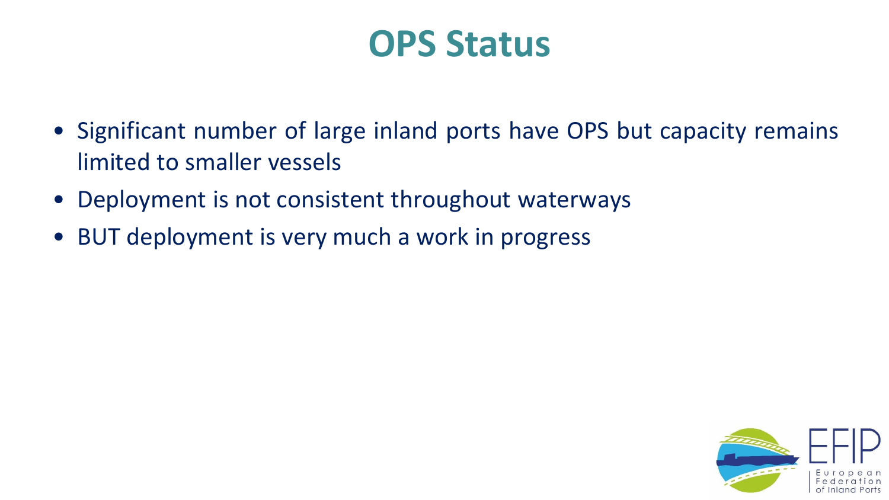# OPS Status

- Significant number of large inland ports have OPS but capacity remains limited to smaller vessels
- Deployment is not consistent throughout waterways
- BUT deployment is very much a work in progress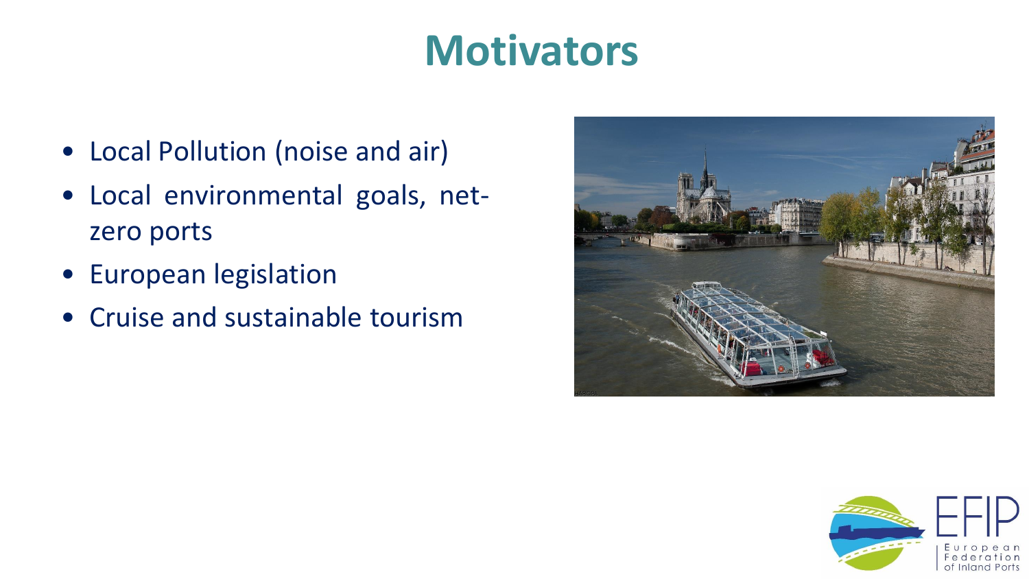# Motivators

- Local Pollution (noise and air)
- Local environmental goals, net-zero ports
- European legislation
- Cruise and sustainable tourism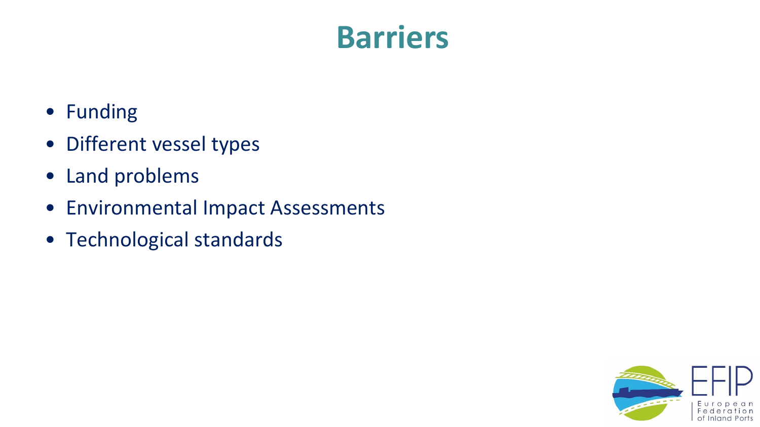# Barriers

- Funding
- Different vessel types
- Land problems
- Environmental Impact Assessments
- Technological standards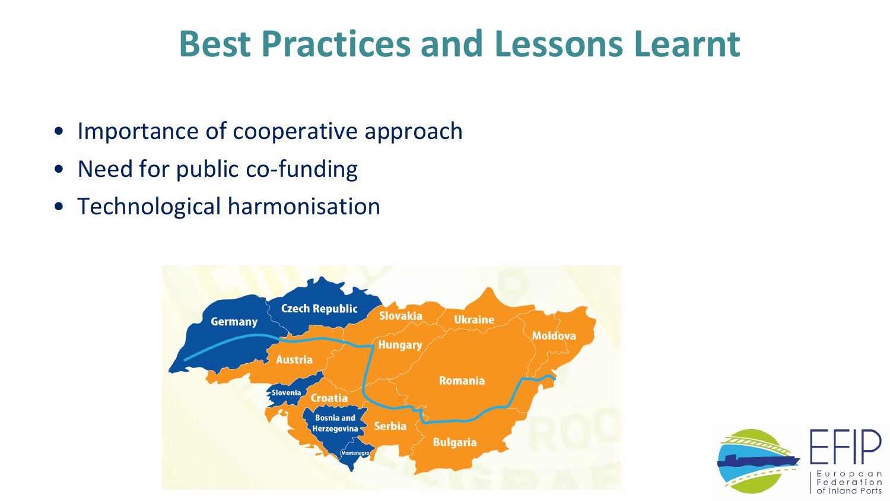# Best Practices and Lessons Learnt

- Importance of cooperative approach
- Need for public co-funding
- Technological harmonisation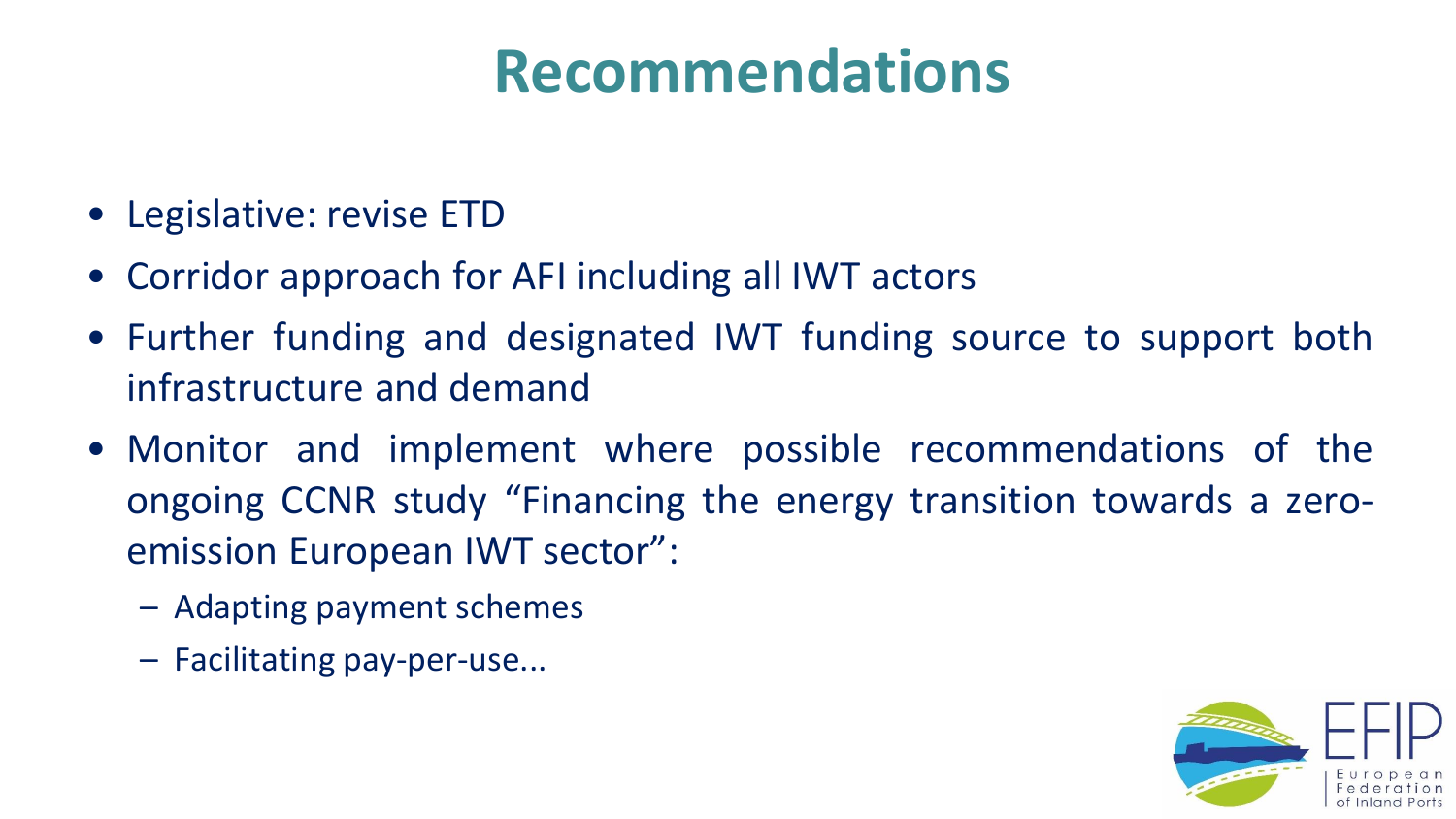# Recommendations

- Legislative: revise ETD
- Corridor approach for AFI including all IWT actors
- Further funding and designated IWT funding source to support both infrastructure and demand
- Monitor and implement where possible recommendations of the ongoing CCNR study "Financing the energy transition towards a zero-emission European IWT sector":
  - Adapting payment schemes
  - Facilitating pay-per-use...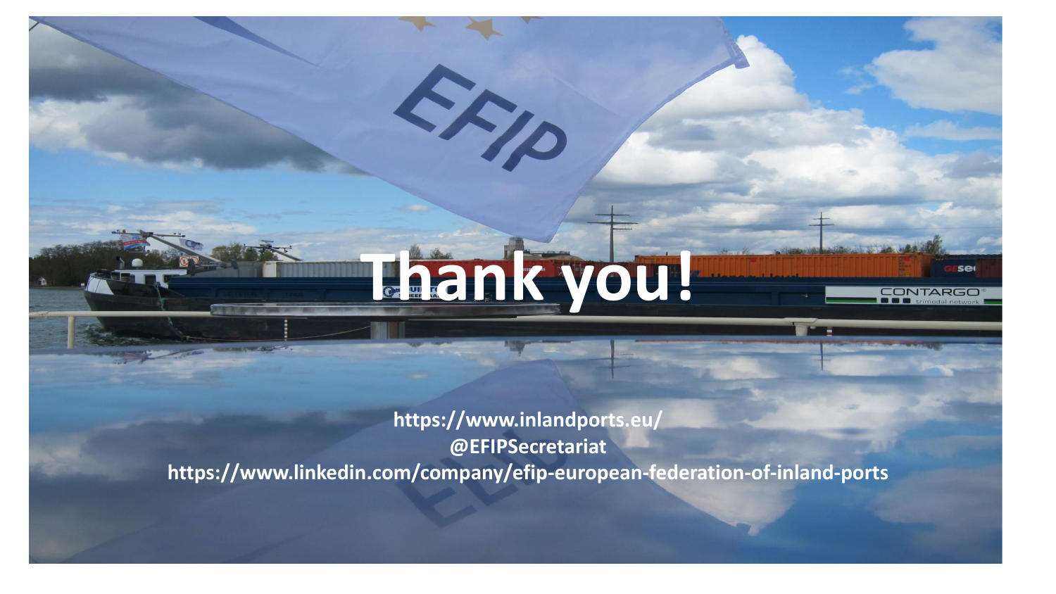# Thank you!

https://www.inlandports.eu/
@EFIPSecretariat
https://www.linkedin.com/company/efip-european-federation-of-inland-ports